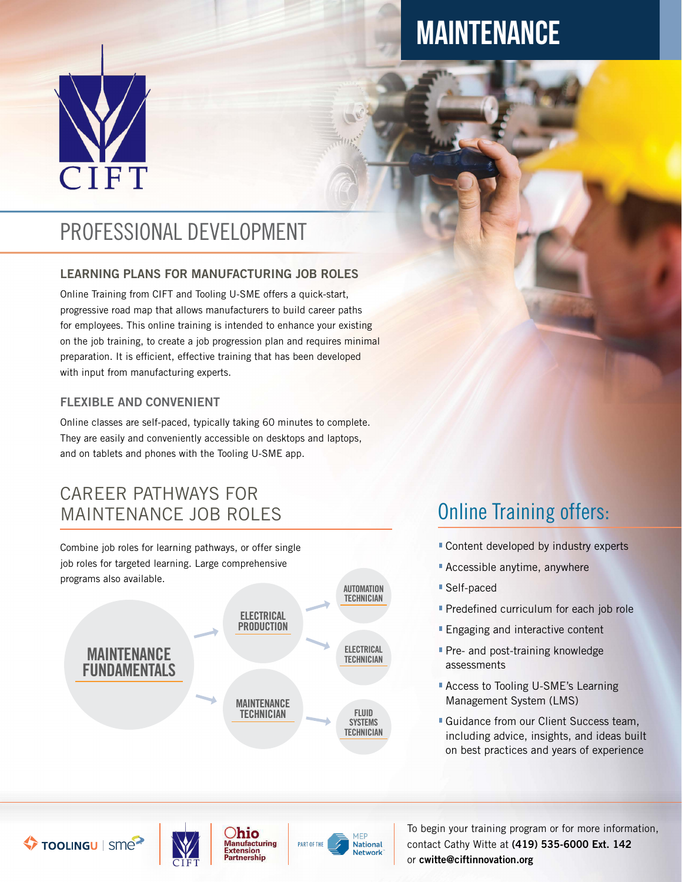# MAINTENANCE

CIFT

## PROFESSIONAL DEVELOPMENT

### LEARNING PLANS FOR MANUFACTURING JOB ROLES

Online Training from CIFT and Tooling U-SME offers a quick-start, progressive road map that allows manufacturers to build career paths for employees. This online training is intended to enhance your existing on the job training, to create a job progression plan and requires minimal preparation. It is efficient, effective training that has been developed with input from manufacturing experts.

### FLEXIBLE AND CONVENIENT

Online classes are self-paced, typically taking 60 minutes to complete. They are easily and conveniently accessible on desktops and laptops, and on tablets and phones with the Tooling U-SME app.

## CAREER PATHWAYS FOR MAINTENANCE JOB ROLES

Combine job roles for learning pathways, or offer single job roles for targeted learning. Large comprehensive programs also available.

- **MAINTENANCE FUNDAMENTALS**
  - → ELECTRICAL PRODUCTION
    - → AUTOMATION TECHNICIAN
    - → ELECTRICAL TECHNICIAN
  - → MAINTENANCE TECHNICIAN
    - → FLUID SYSTEMS TECHNICIAN

## Online Training offers:

- Content developed by industry experts
- Accessible anytime, anywhere
- Self-paced
- Predefined curriculum for each job role
- Engaging and interactive content
- Pre- and post-training knowledge assessments
- Access to Tooling U-SME's Learning Management System (LMS)
- Guidance from our Client Success team, including advice, insights, and ideas built on best practices and years of experience

TOOLINGU | sme — CIFT — Ohio Manufacturing Extension Partnership — PART OF THE MEP National Network

To begin your training program or for more information, contact Cathy Witte at **(419) 535-6000 Ext. 142** or **cwitte@ciftinnovation.org**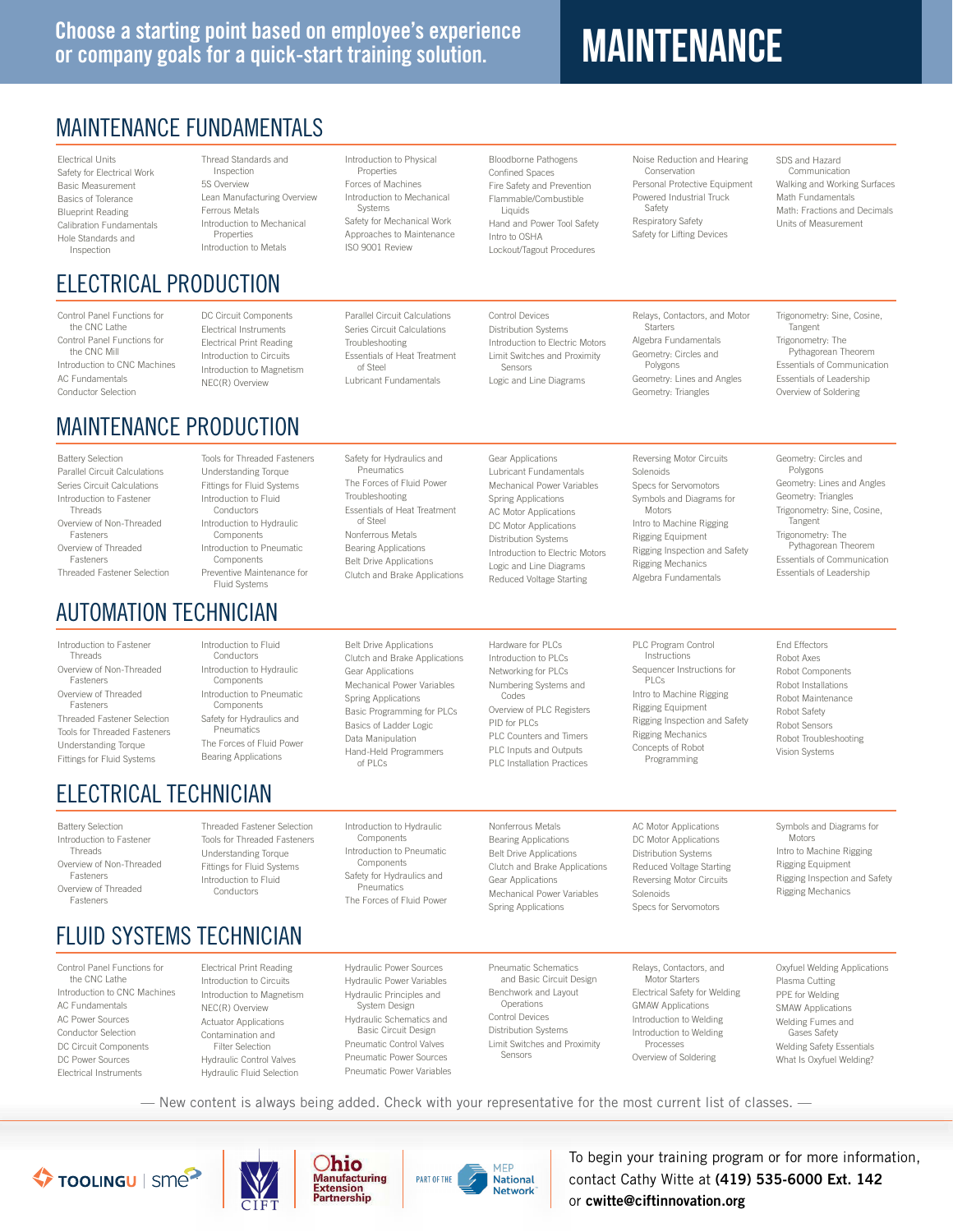Choose a starting point based on employee's experience or company goals for a quick-start training solution.

# MAINTENANCE

## MAINTENANCE FUNDAMENTALS

- Electrical Units
- Safety for Electrical Work
- Basic Measurement
- Basics of Tolerance
- Blueprint Reading
- Calibration Fundamentals
- Hole Standards and Inspection
- Thread Standards and Inspection
- 5S Overview
- Lean Manufacturing Overview
- Ferrous Metals
- Introduction to Mechanical Properties
- Introduction to Metals
- Introduction to Physical Properties
- Forces of Machines
- Introduction to Mechanical Systems
- Safety for Mechanical Work
- Approaches to Maintenance
- ISO 9001 Review
- Bloodborne Pathogens
- Confined Spaces
- Fire Safety and Prevention
- Flammable/Combustible Liquids
- Hand and Power Tool Safety
- Intro to OSHA
- Lockout/Tagout Procedures
- Noise Reduction and Hearing Conservation
- Personal Protective Equipment
- Powered Industrial Truck Safety
- Respiratory Safety
- Safety for Lifting Devices
- SDS and Hazard Communication
- Walking and Working Surfaces
- Math Fundamentals
- Math: Fractions and Decimals
- Units of Measurement

## ELECTRICAL PRODUCTION

- Control Panel Functions for the CNC Lathe
- Control Panel Functions for the CNC Mill
- Introduction to CNC Machines
- AC Fundamentals
- Conductor Selection
- DC Circuit Components
- Electrical Instruments
- Electrical Print Reading
- Introduction to Circuits
- Introduction to Magnetism
- NEC(R) Overview
- Parallel Circuit Calculations
- Series Circuit Calculations
- Troubleshooting
- Essentials of Heat Treatment of Steel
- Lubricant Fundamentals
- Control Devices
- Distribution Systems
- Introduction to Electric Motors
- Limit Switches and Proximity Sensors
- Logic and Line Diagrams
- Relays, Contactors, and Motor Starters
- Algebra Fundamentals
- Geometry: Circles and Polygons
- Geometry: Lines and Angles
- Geometry: Triangles
- Trigonometry: Sine, Cosine, Tangent
- Trigonometry: The Pythagorean Theorem
- Essentials of Communication
- Essentials of Leadership
- Overview of Soldering

## MAINTENANCE PRODUCTION

- Battery Selection
- Parallel Circuit Calculations
- Series Circuit Calculations
- Introduction to Fastener Threads
- Overview of Non-Threaded Fasteners
- Overview of Threaded Fasteners
- Threaded Fastener Selection
- Tools for Threaded Fasteners
- Understanding Torque
- Fittings for Fluid Systems
- Introduction to Fluid Conductors
- Introduction to Hydraulic Components
- Introduction to Pneumatic Components
- Preventive Maintenance for Fluid Systems
- Safety for Hydraulics and Pneumatics
- The Forces of Fluid Power
- Troubleshooting
- Essentials of Heat Treatment of Steel
- Nonferrous Metals
- Bearing Applications
- Belt Drive Applications
- Clutch and Brake Applications
- Gear Applications
- Lubricant Fundamentals
- Mechanical Power Variables
- Spring Applications
- AC Motor Applications
- DC Motor Applications
- Distribution Systems
- Introduction to Electric Motors
- Logic and Line Diagrams
- Reduced Voltage Starting
- Reversing Motor Circuits
- Solenoids
- Specs for Servomotors
- Symbols and Diagrams for Motors
- Intro to Machine Rigging
- Rigging Equipment
- Rigging Inspection and Safety
- Rigging Mechanics
- Algebra Fundamentals
- Geometry: Circles and Polygons
- Geometry: Lines and Angles
- Geometry: Triangles
- Trigonometry: Sine, Cosine, Tangent
- Trigonometry: The Pythagorean Theorem
- Essentials of Communication
- Essentials of Leadership

## AUTOMATION TECHNICIAN

- Introduction to Fastener Threads
- Overview of Non-Threaded Fasteners
- Overview of Threaded Fasteners
- Threaded Fastener Selection
- Tools for Threaded Fasteners
- Understanding Torque
- Fittings for Fluid Systems
- Introduction to Fluid Conductors
- Introduction to Hydraulic Components
- Introduction to Pneumatic Components
- Safety for Hydraulics and Pneumatics
- The Forces of Fluid Power
- Bearing Applications
- Belt Drive Applications
- Clutch and Brake Applications
- Gear Applications
- Mechanical Power Variables
- Spring Applications
- Basic Programming for PLCs
- Basics of Ladder Logic
- Data Manipulation
- Hand-Held Programmers of PLCs
- Hardware for PLCs
- Introduction to PLCs
- Networking for PLCs
- Numbering Systems and Codes
- Overview of PLC Registers
- PID for PLCs
- PLC Counters and Timers
- PLC Inputs and Outputs
- PLC Installation Practices
- PLC Program Control Instructions
- Sequencer Instructions for PLCs
- Intro to Machine Rigging
- Rigging Equipment
- Rigging Inspection and Safety
- Rigging Mechanics
- Concepts of Robot Programming
- End Effectors
- Robot Axes
- Robot Components
- Robot Installations
- Robot Maintenance
- Robot Safety
- Robot Sensors
- Robot Troubleshooting
- Vision Systems

## ELECTRICAL TECHNICIAN

- Battery Selection
- Introduction to Fastener Threads
- Overview of Non-Threaded Fasteners
- Overview of Threaded Fasteners
- Threaded Fastener Selection
- Tools for Threaded Fasteners
- Understanding Torque
- Fittings for Fluid Systems
- Introduction to Fluid Conductors
- Introduction to Hydraulic Components
- Introduction to Pneumatic Components
- Safety for Hydraulics and Pneumatics
- The Forces of Fluid Power
- Nonferrous Metals
- Bearing Applications
- Belt Drive Applications
- Clutch and Brake Applications
- Gear Applications
- Mechanical Power Variables
- Spring Applications
- AC Motor Applications
- DC Motor Applications
- Distribution Systems
- Reduced Voltage Starting
- Reversing Motor Circuits
- Solenoids
- Specs for Servomotors
- Symbols and Diagrams for Motors
- Intro to Machine Rigging
- Rigging Equipment
- Rigging Inspection and Safety
- Rigging Mechanics

## FLUID SYSTEMS TECHNICIAN

- Control Panel Functions for the CNC Lathe
- Introduction to CNC Machines
- AC Fundamentals
- AC Power Sources
- Conductor Selection
- DC Circuit Components
- DC Power Sources
- Electrical Instruments
- Electrical Print Reading
- Introduction to Circuits
- Introduction to Magnetism
- NEC(R) Overview
- Actuator Applications
- Contamination and Filter Selection
- Hydraulic Control Valves
- Hydraulic Fluid Selection
- Hydraulic Power Sources
- Hydraulic Power Variables
- Hydraulic Principles and System Design
- Hydraulic Schematics and Basic Circuit Design
- Pneumatic Control Valves
- Pneumatic Power Sources
- Pneumatic Power Variables
- Pneumatic Schematics and Basic Circuit Design
- Benchwork and Layout Operations
- Control Devices
- Distribution Systems
- Limit Switches and Proximity Sensors
- Relays, Contactors, and Motor Starters
- Electrical Safety for Welding
- GMAW Applications
- Introduction to Welding
- Introduction to Welding Processes
- Overview of Soldering
- Oxyfuel Welding Applications
- Plasma Cutting
- PPE for Welding
- SMAW Applications
- Welding Fumes and Gases Safety
- Welding Safety Essentials
- What Is Oxyfuel Welding?

— New content is always being added. Check with your representative for the most current list of classes. —

TOOLINGU | sme — CIFT — Ohio Manufacturing Extension Partnership — PART OF THE MEP National Network

To begin your training program or for more information, contact Cathy Witte at **(419) 535-6000 Ext. 142** or **cwitte@ciftinnovation.org**